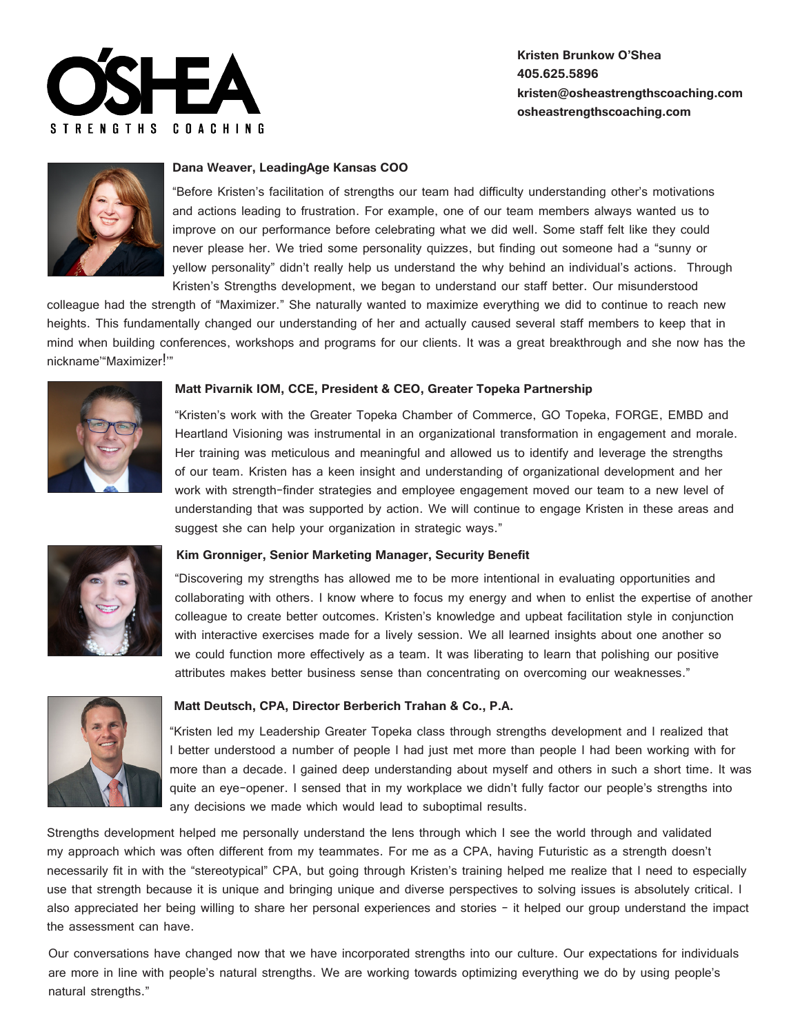# O'SHEA STRENGTHS COACHING

**Kristen Brunkow O'Shea**
**405.625.5896**
**kristen@osheastrengthscoaching.com**
**osheastrengthscoaching.com**

**Dana Weaver, LeadingAge Kansas COO**

"Before Kristen's facilitation of strengths our team had difficulty understanding other's motivations and actions leading to frustration. For example, one of our team members always wanted us to improve on our performance before celebrating what we did well. Some staff felt like they could never please her. We tried some personality quizzes, but finding out someone had a "sunny or yellow personality" didn't really help us understand the why behind an individual's actions. Through Kristen's Strengths development, we began to understand our staff better. Our misunderstood colleague had the strength of "Maximizer." She naturally wanted to maximize everything we did to continue to reach new heights. This fundamentally changed our understanding of her and actually caused several staff members to keep that in mind when building conferences, workshops and programs for our clients. It was a great breakthrough and she now has the nickname'"Maximizer!'"

**Matt Pivarnik IOM, CCE, President & CEO, Greater Topeka Partnership**

"Kristen's work with the Greater Topeka Chamber of Commerce, GO Topeka, FORGE, EMBD and Heartland Visioning was instrumental in an organizational transformation in engagement and morale. Her training was meticulous and meaningful and allowed us to identify and leverage the strengths of our team. Kristen has a keen insight and understanding of organizational development and her work with strength-finder strategies and employee engagement moved our team to a new level of understanding that was supported by action. We will continue to engage Kristen in these areas and suggest she can help your organization in strategic ways."

**Kim Gronniger, Senior Marketing Manager, Security Benefit**

"Discovering my strengths has allowed me to be more intentional in evaluating opportunities and collaborating with others. I know where to focus my energy and when to enlist the expertise of another colleague to create better outcomes. Kristen's knowledge and upbeat facilitation style in conjunction with interactive exercises made for a lively session. We all learned insights about one another so we could function more effectively as a team. It was liberating to learn that polishing our positive attributes makes better business sense than concentrating on overcoming our weaknesses."

**Matt Deutsch, CPA, Director Berberich Trahan & Co., P.A.**

"Kristen led my Leadership Greater Topeka class through strengths development and I realized that I better understood a number of people I had just met more than people I had been working with for more than a decade. I gained deep understanding about myself and others in such a short time. It was quite an eye-opener. I sensed that in my workplace we didn't fully factor our people's strengths into any decisions we made which would lead to suboptimal results.

Strengths development helped me personally understand the lens through which I see the world through and validated my approach which was often different from my teammates. For me as a CPA, having Futuristic as a strength doesn't necessarily fit in with the "stereotypical" CPA, but going through Kristen's training helped me realize that I need to especially use that strength because it is unique and bringing unique and diverse perspectives to solving issues is absolutely critical. I also appreciated her being willing to share her personal experiences and stories - it helped our group understand the impact the assessment can have.

Our conversations have changed now that we have incorporated strengths into our culture. Our expectations for individuals are more in line with people's natural strengths. We are working towards optimizing everything we do by using people's natural strengths."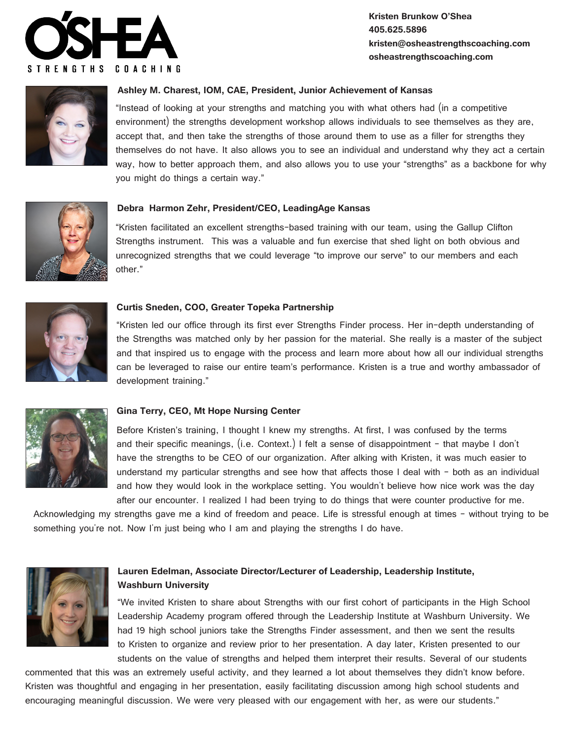# O'SHEA STRENGTHS COACHING

**Kristen Brunkow O'Shea**
**405.625.5896**
**kristen@osheastrengthscoaching.com**
**osheastrengthscoaching.com**

**Ashley M. Charest, IOM, CAE, President, Junior Achievement of Kansas**

"Instead of looking at your strengths and matching you with what others had (in a competitive environment) the strengths development workshop allows individuals to see themselves as they are, accept that, and then take the strengths of those around them to use as a filler for strengths they themselves do not have. It also allows you to see an individual and understand why they act a certain way, how to better approach them, and also allows you to use your "strengths" as a backbone for why you might do things a certain way."

**Debra Harmon Zehr, President/CEO, LeadingAge Kansas**

"Kristen facilitated an excellent strengths-based training with our team, using the Gallup Clifton Strengths instrument. This was a valuable and fun exercise that shed light on both obvious and unrecognized strengths that we could leverage "to improve our serve" to our members and each other."

**Curtis Sneden, COO, Greater Topeka Partnership**

"Kristen led our office through its first ever Strengths Finder process. Her in-depth understanding of the Strengths was matched only by her passion for the material. She really is a master of the subject and that inspired us to engage with the process and learn more about how all our individual strengths can be leveraged to raise our entire team's performance. Kristen is a true and worthy ambassador of development training."

**Gina Terry, CEO, Mt Hope Nursing Center**

Before Kristen's training, I thought I knew my strengths. At first, I was confused by the terms and their specific meanings, (i.e. Context.) I felt a sense of disappointment - that maybe I don't have the strengths to be CEO of our organization. After alking with Kristen, it was much easier to understand my particular strengths and see how that affects those I deal with - both as an individual and how they would look in the workplace setting. You wouldn't believe how nice work was the day after our encounter. I realized I had been trying to do things that were counter productive for me. Acknowledging my strengths gave me a kind of freedom and peace. Life is stressful enough at times - without trying to be something you're not. Now I'm just being who I am and playing the strengths I do have.

**Lauren Edelman, Associate Director/Lecturer of Leadership, Leadership Institute, Washburn University**

"We invited Kristen to share about Strengths with our first cohort of participants in the High School Leadership Academy program offered through the Leadership Institute at Washburn University. We had 19 high school juniors take the Strengths Finder assessment, and then we sent the results to Kristen to organize and review prior to her presentation. A day later, Kristen presented to our students on the value of strengths and helped them interpret their results. Several of our students commented that this was an extremely useful activity, and they learned a lot about themselves they didn't know before. Kristen was thoughtful and engaging in her presentation, easily facilitating discussion among high school students and encouraging meaningful discussion. We were very pleased with our engagement with her, as were our students."